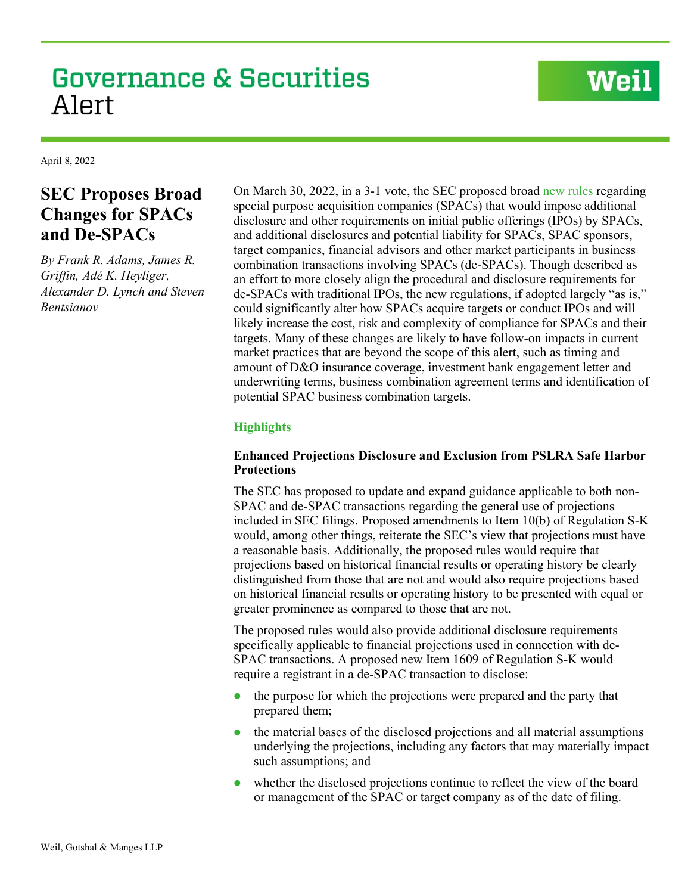# Governance & Securities Alert

April 8, 2022

## SEC Proposes Broad Changes for SPACs and De-SPACs

*By Frank R. Adams, James R. Griffin, Adé K. Heyliger, Alexander D. Lynch and Steven Bentsianov*

On March 30, 2022, in a 3-1 vote, the SEC proposed broad new rules regarding special purpose acquisition companies (SPACs) that would impose additional disclosure and other requirements on initial public offerings (IPOs) by SPACs, and additional disclosures and potential liability for SPACs, SPAC sponsors, target companies, financial advisors and other market participants in business combination transactions involving SPACs (de-SPACs). Though described as an effort to more closely align the procedural and disclosure requirements for de-SPACs with traditional IPOs, the new regulations, if adopted largely "as is," could significantly alter how SPACs acquire targets or conduct IPOs and will likely increase the cost, risk and complexity of compliance for SPACs and their targets. Many of these changes are likely to have follow-on impacts in current market practices that are beyond the scope of this alert, such as timing and amount of D&O insurance coverage, investment bank engagement letter and underwriting terms, business combination agreement terms and identification of potential SPAC business combination targets.

### Highlights

#### Enhanced Projections Disclosure and Exclusion from PSLRA Safe Harbor Protections

The SEC has proposed to update and expand guidance applicable to both non-SPAC and de-SPAC transactions regarding the general use of projections included in SEC filings. Proposed amendments to Item 10(b) of Regulation S-K would, among other things, reiterate the SEC's view that projections must have a reasonable basis. Additionally, the proposed rules would require that projections based on historical financial results or operating history be clearly distinguished from those that are not and would also require projections based on historical financial results or operating history to be presented with equal or greater prominence as compared to those that are not.

The proposed rules would also provide additional disclosure requirements specifically applicable to financial projections used in connection with de-SPAC transactions. A proposed new Item 1609 of Regulation S-K would require a registrant in a de-SPAC transaction to disclose:

- the purpose for which the projections were prepared and the party that prepared them;
- the material bases of the disclosed projections and all material assumptions underlying the projections, including any factors that may materially impact such assumptions; and
- whether the disclosed projections continue to reflect the view of the board or management of the SPAC or target company as of the date of filing.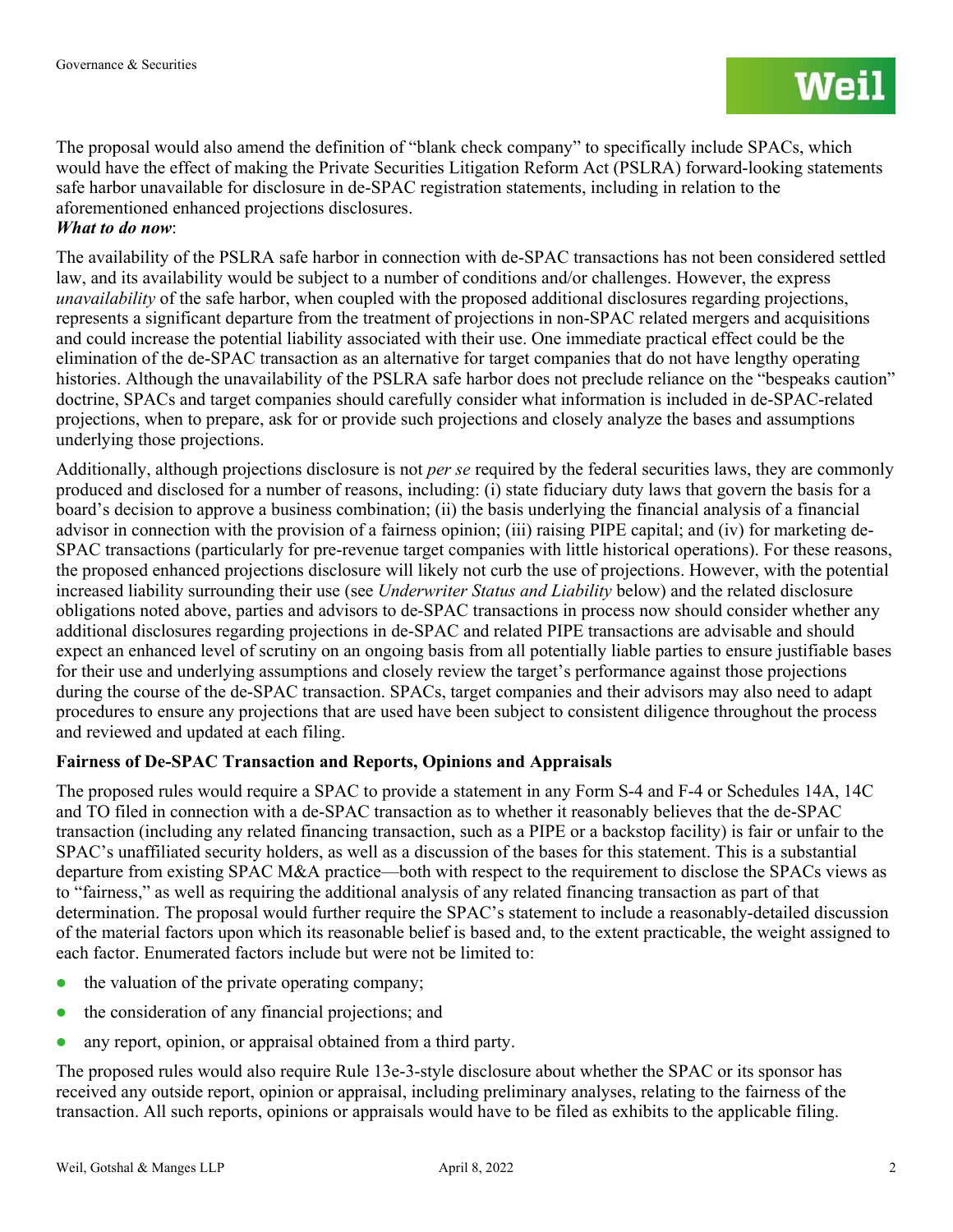The proposal would also amend the definition of "blank check company" to specifically include SPACs, which would have the effect of making the Private Securities Litigation Reform Act (PSLRA) forward-looking statements safe harbor unavailable for disclosure in de-SPAC registration statements, including in relation to the aforementioned enhanced projections disclosures.

***What to do now***:

The availability of the PSLRA safe harbor in connection with de-SPAC transactions has not been considered settled law, and its availability would be subject to a number of conditions and/or challenges. However, the express *unavailability* of the safe harbor, when coupled with the proposed additional disclosures regarding projections, represents a significant departure from the treatment of projections in non-SPAC related mergers and acquisitions and could increase the potential liability associated with their use. One immediate practical effect could be the elimination of the de-SPAC transaction as an alternative for target companies that do not have lengthy operating histories. Although the unavailability of the PSLRA safe harbor does not preclude reliance on the "bespeaks caution" doctrine, SPACs and target companies should carefully consider what information is included in de-SPAC-related projections, when to prepare, ask for or provide such projections and closely analyze the bases and assumptions underlying those projections.

Additionally, although projections disclosure is not *per se* required by the federal securities laws, they are commonly produced and disclosed for a number of reasons, including: (i) state fiduciary duty laws that govern the basis for a board's decision to approve a business combination; (ii) the basis underlying the financial analysis of a financial advisor in connection with the provision of a fairness opinion; (iii) raising PIPE capital; and (iv) for marketing de-SPAC transactions (particularly for pre-revenue target companies with little historical operations). For these reasons, the proposed enhanced projections disclosure will likely not curb the use of projections. However, with the potential increased liability surrounding their use (see *Underwriter Status and Liability* below) and the related disclosure obligations noted above, parties and advisors to de-SPAC transactions in process now should consider whether any additional disclosures regarding projections in de-SPAC and related PIPE transactions are advisable and should expect an enhanced level of scrutiny on an ongoing basis from all potentially liable parties to ensure justifiable bases for their use and underlying assumptions and closely review the target's performance against those projections during the course of the de-SPAC transaction. SPACs, target companies and their advisors may also need to adapt procedures to ensure any projections that are used have been subject to consistent diligence throughout the process and reviewed and updated at each filing.

**Fairness of De-SPAC Transaction and Reports, Opinions and Appraisals**

The proposed rules would require a SPAC to provide a statement in any Form S-4 and F-4 or Schedules 14A, 14C and TO filed in connection with a de-SPAC transaction as to whether it reasonably believes that the de-SPAC transaction (including any related financing transaction, such as a PIPE or a backstop facility) is fair or unfair to the SPAC's unaffiliated security holders, as well as a discussion of the bases for this statement. This is a substantial departure from existing SPAC M&A practice—both with respect to the requirement to disclose the SPACs views as to "fairness," as well as requiring the additional analysis of any related financing transaction as part of that determination. The proposal would further require the SPAC's statement to include a reasonably-detailed discussion of the material factors upon which its reasonable belief is based and, to the extent practicable, the weight assigned to each factor. Enumerated factors include but were not be limited to:

- the valuation of the private operating company;
- the consideration of any financial projections; and
- any report, opinion, or appraisal obtained from a third party.

The proposed rules would also require Rule 13e-3-style disclosure about whether the SPAC or its sponsor has received any outside report, opinion or appraisal, including preliminary analyses, relating to the fairness of the transaction. All such reports, opinions or appraisals would have to be filed as exhibits to the applicable filing.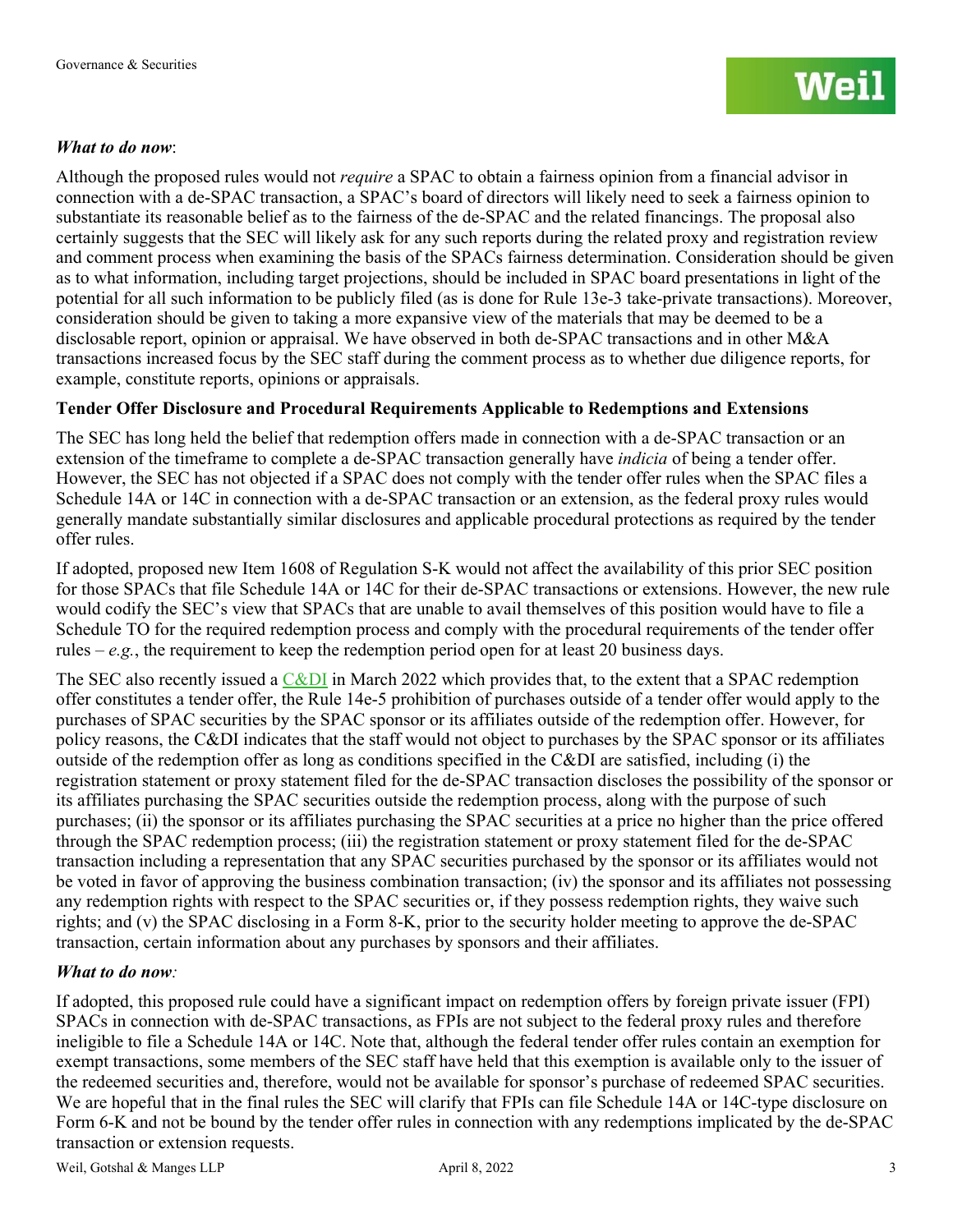***What to do now*:**

Although the proposed rules would not *require* a SPAC to obtain a fairness opinion from a financial advisor in connection with a de-SPAC transaction, a SPAC's board of directors will likely need to seek a fairness opinion to substantiate its reasonable belief as to the fairness of the de-SPAC and the related financings. The proposal also certainly suggests that the SEC will likely ask for any such reports during the related proxy and registration review and comment process when examining the basis of the SPACs fairness determination. Consideration should be given as to what information, including target projections, should be included in SPAC board presentations in light of the potential for all such information to be publicly filed (as is done for Rule 13e-3 take-private transactions). Moreover, consideration should be given to taking a more expansive view of the materials that may be deemed to be a disclosable report, opinion or appraisal. We have observed in both de-SPAC transactions and in other M&A transactions increased focus by the SEC staff during the comment process as to whether due diligence reports, for example, constitute reports, opinions or appraisals.

**Tender Offer Disclosure and Procedural Requirements Applicable to Redemptions and Extensions**

The SEC has long held the belief that redemption offers made in connection with a de-SPAC transaction or an extension of the timeframe to complete a de-SPAC transaction generally have *indicia* of being a tender offer. However, the SEC has not objected if a SPAC does not comply with the tender offer rules when the SPAC files a Schedule 14A or 14C in connection with a de-SPAC transaction or an extension, as the federal proxy rules would generally mandate substantially similar disclosures and applicable procedural protections as required by the tender offer rules.

If adopted, proposed new Item 1608 of Regulation S-K would not affect the availability of this prior SEC position for those SPACs that file Schedule 14A or 14C for their de-SPAC transactions or extensions. However, the new rule would codify the SEC's view that SPACs that are unable to avail themselves of this position would have to file a Schedule TO for the required redemption process and comply with the procedural requirements of the tender offer rules – *e.g.*, the requirement to keep the redemption period open for at least 20 business days.

The SEC also recently issued a C&DI in March 2022 which provides that, to the extent that a SPAC redemption offer constitutes a tender offer, the Rule 14e-5 prohibition of purchases outside of a tender offer would apply to the purchases of SPAC securities by the SPAC sponsor or its affiliates outside of the redemption offer. However, for policy reasons, the C&DI indicates that the staff would not object to purchases by the SPAC sponsor or its affiliates outside of the redemption offer as long as conditions specified in the C&DI are satisfied, including (i) the registration statement or proxy statement filed for the de-SPAC transaction discloses the possibility of the sponsor or its affiliates purchasing the SPAC securities outside the redemption process, along with the purpose of such purchases; (ii) the sponsor or its affiliates purchasing the SPAC securities at a price no higher than the price offered through the SPAC redemption process; (iii) the registration statement or proxy statement filed for the de-SPAC transaction including a representation that any SPAC securities purchased by the sponsor or its affiliates would not be voted in favor of approving the business combination transaction; (iv) the sponsor and its affiliates not possessing any redemption rights with respect to the SPAC securities or, if they possess redemption rights, they waive such rights; and (v) the SPAC disclosing in a Form 8-K, prior to the security holder meeting to approve the de-SPAC transaction, certain information about any purchases by sponsors and their affiliates.

***What to do now:***

If adopted, this proposed rule could have a significant impact on redemption offers by foreign private issuer (FPI) SPACs in connection with de-SPAC transactions, as FPIs are not subject to the federal proxy rules and therefore ineligible to file a Schedule 14A or 14C. Note that, although the federal tender offer rules contain an exemption for exempt transactions, some members of the SEC staff have held that this exemption is available only to the issuer of the redeemed securities and, therefore, would not be available for sponsor's purchase of redeemed SPAC securities. We are hopeful that in the final rules the SEC will clarify that FPIs can file Schedule 14A or 14C-type disclosure on Form 6-K and not be bound by the tender offer rules in connection with any redemptions implicated by the de-SPAC transaction or extension requests.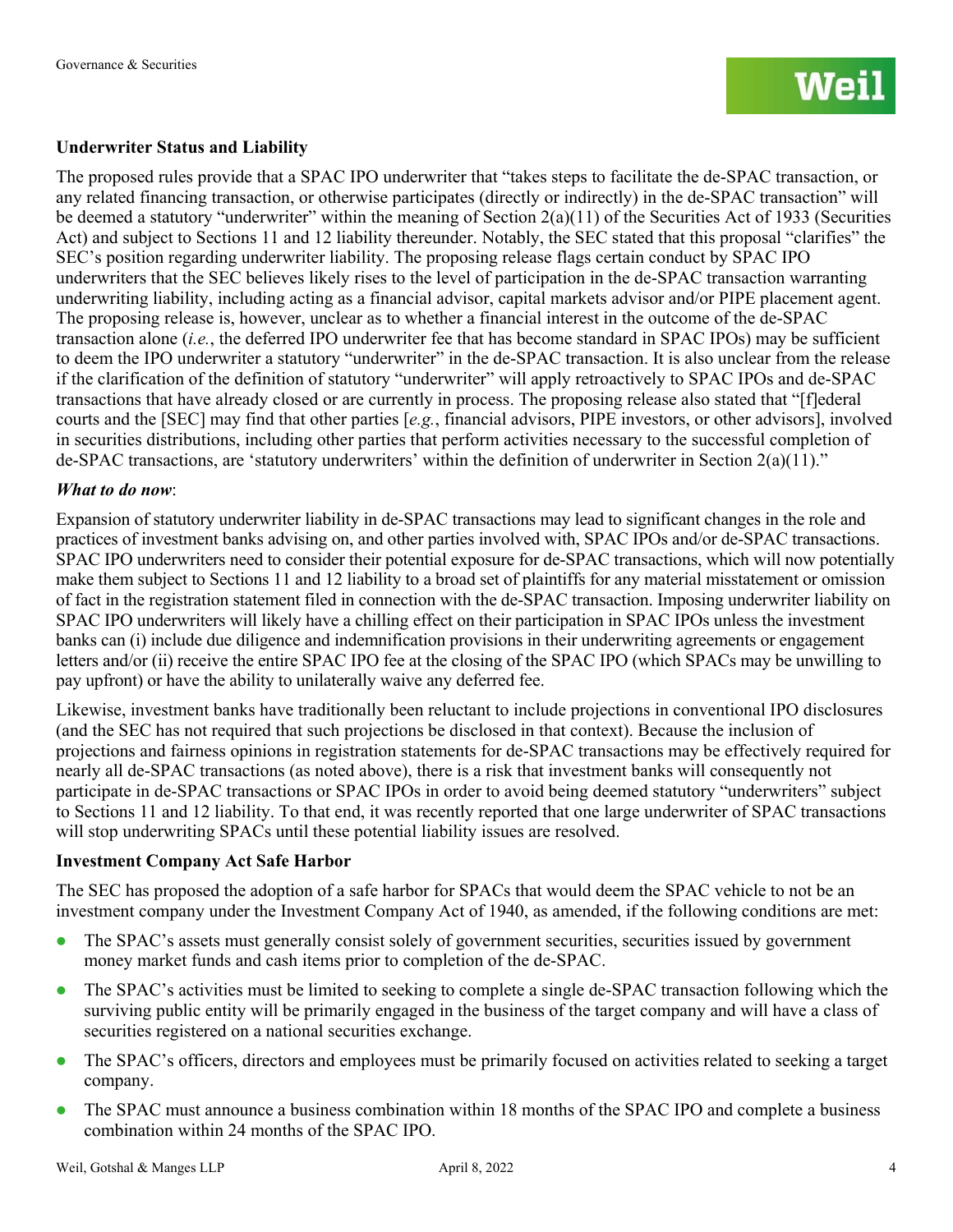**Underwriter Status and Liability**

The proposed rules provide that a SPAC IPO underwriter that "takes steps to facilitate the de-SPAC transaction, or any related financing transaction, or otherwise participates (directly or indirectly) in the de-SPAC transaction" will be deemed a statutory "underwriter" within the meaning of Section 2(a)(11) of the Securities Act of 1933 (Securities Act) and subject to Sections 11 and 12 liability thereunder. Notably, the SEC stated that this proposal "clarifies" the SEC's position regarding underwriter liability. The proposing release flags certain conduct by SPAC IPO underwriters that the SEC believes likely rises to the level of participation in the de-SPAC transaction warranting underwriting liability, including acting as a financial advisor, capital markets advisor and/or PIPE placement agent. The proposing release is, however, unclear as to whether a financial interest in the outcome of the de-SPAC transaction alone (*i.e.*, the deferred IPO underwriter fee that has become standard in SPAC IPOs) may be sufficient to deem the IPO underwriter a statutory "underwriter" in the de-SPAC transaction. It is also unclear from the release if the clarification of the definition of statutory "underwriter" will apply retroactively to SPAC IPOs and de-SPAC transactions that have already closed or are currently in process. The proposing release also stated that "[f]ederal courts and the [SEC] may find that other parties [*e.g.*, financial advisors, PIPE investors, or other advisors], involved in securities distributions, including other parties that perform activities necessary to the successful completion of de-SPAC transactions, are 'statutory underwriters' within the definition of underwriter in Section 2(a)(11)."

***What to do now***:

Expansion of statutory underwriter liability in de-SPAC transactions may lead to significant changes in the role and practices of investment banks advising on, and other parties involved with, SPAC IPOs and/or de-SPAC transactions. SPAC IPO underwriters need to consider their potential exposure for de-SPAC transactions, which will now potentially make them subject to Sections 11 and 12 liability to a broad set of plaintiffs for any material misstatement or omission of fact in the registration statement filed in connection with the de-SPAC transaction. Imposing underwriter liability on SPAC IPO underwriters will likely have a chilling effect on their participation in SPAC IPOs unless the investment banks can (i) include due diligence and indemnification provisions in their underwriting agreements or engagement letters and/or (ii) receive the entire SPAC IPO fee at the closing of the SPAC IPO (which SPACs may be unwilling to pay upfront) or have the ability to unilaterally waive any deferred fee.

Likewise, investment banks have traditionally been reluctant to include projections in conventional IPO disclosures (and the SEC has not required that such projections be disclosed in that context). Because the inclusion of projections and fairness opinions in registration statements for de-SPAC transactions may be effectively required for nearly all de-SPAC transactions (as noted above), there is a risk that investment banks will consequently not participate in de-SPAC transactions or SPAC IPOs in order to avoid being deemed statutory "underwriters" subject to Sections 11 and 12 liability. To that end, it was recently reported that one large underwriter of SPAC transactions will stop underwriting SPACs until these potential liability issues are resolved.

**Investment Company Act Safe Harbor**

The SEC has proposed the adoption of a safe harbor for SPACs that would deem the SPAC vehicle to not be an investment company under the Investment Company Act of 1940, as amended, if the following conditions are met:

- The SPAC's assets must generally consist solely of government securities, securities issued by government money market funds and cash items prior to completion of the de-SPAC.
- The SPAC's activities must be limited to seeking to complete a single de-SPAC transaction following which the surviving public entity will be primarily engaged in the business of the target company and will have a class of securities registered on a national securities exchange.
- The SPAC's officers, directors and employees must be primarily focused on activities related to seeking a target company.
- The SPAC must announce a business combination within 18 months of the SPAC IPO and complete a business combination within 24 months of the SPAC IPO.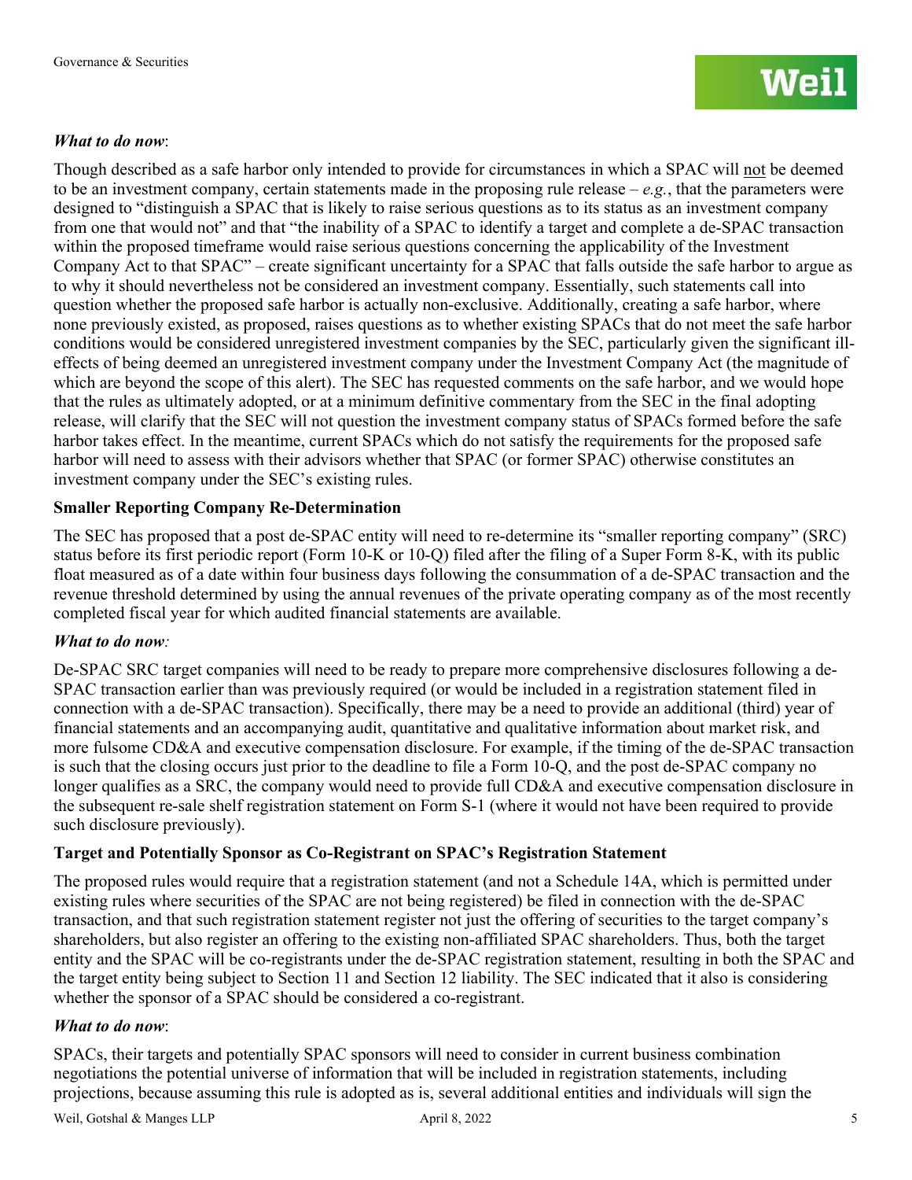### *What to do now*:

Though described as a safe harbor only intended to provide for circumstances in which a SPAC will not be deemed to be an investment company, certain statements made in the proposing rule release – *e.g.*, that the parameters were designed to "distinguish a SPAC that is likely to raise serious questions as to its status as an investment company from one that would not" and that "the inability of a SPAC to identify a target and complete a de-SPAC transaction within the proposed timeframe would raise serious questions concerning the applicability of the Investment Company Act to that SPAC" – create significant uncertainty for a SPAC that falls outside the safe harbor to argue as to why it should nevertheless not be considered an investment company. Essentially, such statements call into question whether the proposed safe harbor is actually non-exclusive. Additionally, creating a safe harbor, where none previously existed, as proposed, raises questions as to whether existing SPACs that do not meet the safe harbor conditions would be considered unregistered investment companies by the SEC, particularly given the significant ill-effects of being deemed an unregistered investment company under the Investment Company Act (the magnitude of which are beyond the scope of this alert). The SEC has requested comments on the safe harbor, and we would hope that the rules as ultimately adopted, or at a minimum definitive commentary from the SEC in the final adopting release, will clarify that the SEC will not question the investment company status of SPACs formed before the safe harbor takes effect. In the meantime, current SPACs which do not satisfy the requirements for the proposed safe harbor will need to assess with their advisors whether that SPAC (or former SPAC) otherwise constitutes an investment company under the SEC's existing rules.

## Smaller Reporting Company Re-Determination

The SEC has proposed that a post de-SPAC entity will need to re-determine its "smaller reporting company" (SRC) status before its first periodic report (Form 10-K or 10-Q) filed after the filing of a Super Form 8-K, with its public float measured as of a date within four business days following the consummation of a de-SPAC transaction and the revenue threshold determined by using the annual revenues of the private operating company as of the most recently completed fiscal year for which audited financial statements are available.

### *What to do now:*

De-SPAC SRC target companies will need to be ready to prepare more comprehensive disclosures following a de-SPAC transaction earlier than was previously required (or would be included in a registration statement filed in connection with a de-SPAC transaction). Specifically, there may be a need to provide an additional (third) year of financial statements and an accompanying audit, quantitative and qualitative information about market risk, and more fulsome CD&A and executive compensation disclosure. For example, if the timing of the de-SPAC transaction is such that the closing occurs just prior to the deadline to file a Form 10-Q, and the post de-SPAC company no longer qualifies as a SRC, the company would need to provide full CD&A and executive compensation disclosure in the subsequent re-sale shelf registration statement on Form S-1 (where it would not have been required to provide such disclosure previously).

## Target and Potentially Sponsor as Co-Registrant on SPAC's Registration Statement

The proposed rules would require that a registration statement (and not a Schedule 14A, which is permitted under existing rules where securities of the SPAC are not being registered) be filed in connection with the de-SPAC transaction, and that such registration statement register not just the offering of securities to the target company's shareholders, but also register an offering to the existing non-affiliated SPAC shareholders. Thus, both the target entity and the SPAC will be co-registrants under the de-SPAC registration statement, resulting in both the SPAC and the target entity being subject to Section 11 and Section 12 liability. The SEC indicated that it also is considering whether the sponsor of a SPAC should be considered a co-registrant.

### *What to do now*:

SPACs, their targets and potentially SPAC sponsors will need to consider in current business combination negotiations the potential universe of information that will be included in registration statements, including projections, because assuming this rule is adopted as is, several additional entities and individuals will sign the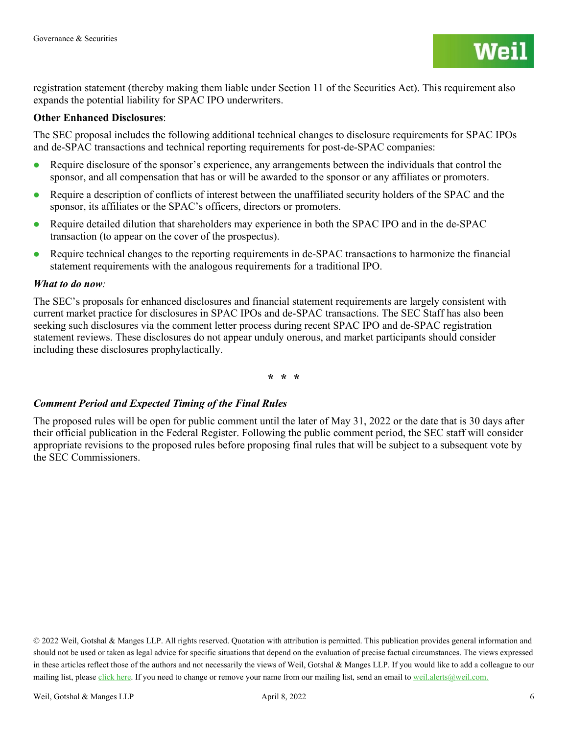registration statement (thereby making them liable under Section 11 of the Securities Act). This requirement also expands the potential liability for SPAC IPO underwriters.

**Other Enhanced Disclosures**:

The SEC proposal includes the following additional technical changes to disclosure requirements for SPAC IPOs and de-SPAC transactions and technical reporting requirements for post-de-SPAC companies:

- Require disclosure of the sponsor's experience, any arrangements between the individuals that control the sponsor, and all compensation that has or will be awarded to the sponsor or any affiliates or promoters.
- Require a description of conflicts of interest between the unaffiliated security holders of the SPAC and the sponsor, its affiliates or the SPAC's officers, directors or promoters.
- Require detailed dilution that shareholders may experience in both the SPAC IPO and in the de-SPAC transaction (to appear on the cover of the prospectus).
- Require technical changes to the reporting requirements in de-SPAC transactions to harmonize the financial statement requirements with the analogous requirements for a traditional IPO.

***What to do now:***

The SEC's proposals for enhanced disclosures and financial statement requirements are largely consistent with current market practice for disclosures in SPAC IPOs and de-SPAC transactions. The SEC Staff has also been seeking such disclosures via the comment letter process during recent SPAC IPO and de-SPAC registration statement reviews. These disclosures do not appear unduly onerous, and market participants should consider including these disclosures prophylactically.

\* \* \*

***Comment Period and Expected Timing of the Final Rules***

The proposed rules will be open for public comment until the later of May 31, 2022 or the date that is 30 days after their official publication in the Federal Register. Following the public comment period, the SEC staff will consider appropriate revisions to the proposed rules before proposing final rules that will be subject to a subsequent vote by the SEC Commissioners.

© 2022 Weil, Gotshal & Manges LLP. All rights reserved. Quotation with attribution is permitted. This publication provides general information and should not be used or taken as legal advice for specific situations that depend on the evaluation of precise factual circumstances. The views expressed in these articles reflect those of the authors and not necessarily the views of Weil, Gotshal & Manges LLP. If you would like to add a colleague to our mailing list, please click here. If you need to change or remove your name from our mailing list, send an email to weil.alerts@weil.com.